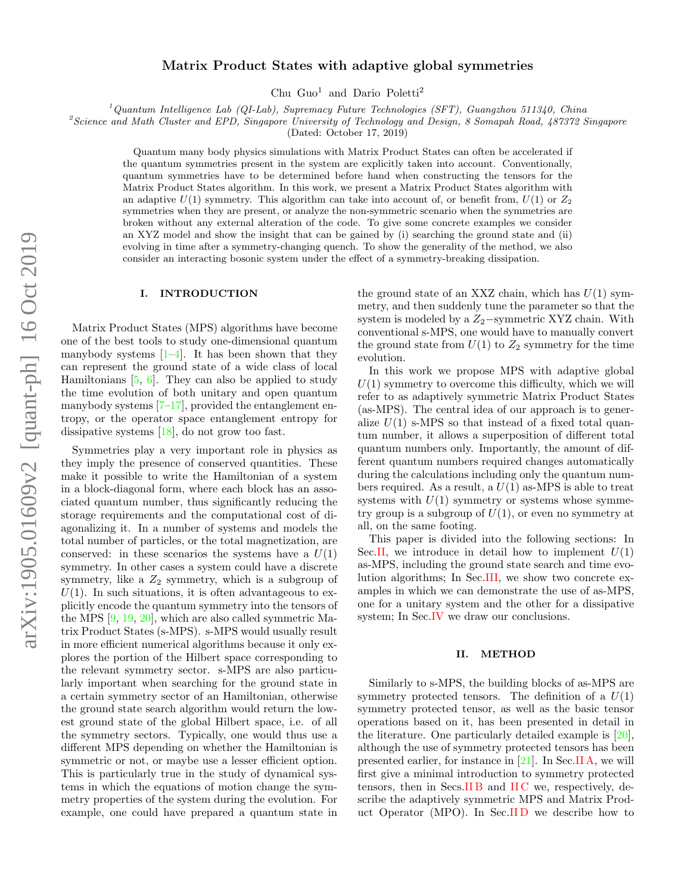# Matrix Product States with adaptive global symmetries

Chu Guo[1] and Dario Poletti[2]

[1]*Quantum Intelligence Lab (QI-Lab), Supremacy Future Technologies (SFT), Guangzhou 511340, China*
[2]*Science and Math Cluster and EPD, Singapore University of Technology and Design, 8 Somapah Road, 487372 Singapore*

(Dated: October 17, 2019)

Quantum many body physics simulations with Matrix Product States can often be accelerated if the quantum symmetries present in the system are explicitly taken into account. Conventionally, quantum symmetries have to be determined before hand when constructing the tensors for the Matrix Product States algorithm. In this work, we present a Matrix Product States algorithm with an adaptive $U(1)$ symmetry. This algorithm can take into account of, or benefit from, $U(1)$ or $Z_2$ symmetries when they are present, or analyze the non-symmetric scenario when the symmetries are broken without any external alteration of the code. To give some concrete examples we consider an XYZ model and show the insight that can be gained by (i) searching the ground state and (ii) evolving in time after a symmetry-changing quench. To show the generality of the method, we also consider an interacting bosonic system under the effect of a symmetry-breaking dissipation.

## I. INTRODUCTION

Matrix Product States (MPS) algorithms have become one of the best tools to study one-dimensional quantum manybody systems [1–4]. It has been shown that they can represent the ground state of a wide class of local Hamiltonians [5, 6]. They can also be applied to study the time evolution of both unitary and open quantum manybody systems [7–17], provided the entanglement entropy, or the operator space entanglement entropy for dissipative systems [18], do not grow too fast.

Symmetries play a very important role in physics as they imply the presence of conserved quantities. These make it possible to write the Hamiltonian of a system in a block-diagonal form, where each block has an associated quantum number, thus significantly reducing the storage requirements and the computational cost of diagonalizing it. In a number of systems and models the total number of particles, or the total magnetization, are conserved: in these scenarios the systems have a $U(1)$ symmetry. In other cases a system could have a discrete symmetry, like a $Z_2$ symmetry, which is a subgroup of $U(1)$. In such situations, it is often advantageous to explicitly encode the quantum symmetry into the tensors of the MPS [9, 19, 20], which are also called symmetric Matrix Product States (s-MPS). s-MPS would usually result in more efficient numerical algorithms because it only explores the portion of the Hilbert space corresponding to the relevant symmetry sector. s-MPS are also particularly important when searching for the ground state in a certain symmetry sector of an Hamiltonian, otherwise the ground state search algorithm would return the lowest ground state of the global Hilbert space, i.e. of all the symmetry sectors. Typically, one would thus use a different MPS depending on whether the Hamiltonian is symmetric or not, or maybe use a lesser efficient option. This is particularly true in the study of dynamical systems in which the equations of motion change the symmetry properties of the system during the evolution. For example, one could have prepared a quantum state in the ground state of an XXZ chain, which has $U(1)$ symmetry, and then suddenly tune the parameter so that the system is modeled by a $Z_2$−symmetric XYZ chain. With conventional s-MPS, one would have to manually convert the ground state from $U(1)$ to $Z_2$ symmetry for the time evolution.

In this work we propose MPS with adaptive global $U(1)$ symmetry to overcome this difficulty, which we will refer to as adaptively symmetric Matrix Product States (as-MPS). The central idea of our approach is to generalize $U(1)$ s-MPS so that instead of a fixed total quantum number, it allows a superposition of different total quantum numbers only. Importantly, the amount of different quantum numbers required changes automatically during the calculations including only the quantum numbers required. As a result, a $U(1)$ as-MPS is able to treat systems with $U(1)$ symmetry or systems whose symmetry group is a subgroup of $U(1)$, or even no symmetry at all, on the same footing.

This paper is divided into the following sections: In Sec.II, we introduce in detail how to implement $U(1)$ as-MPS, including the ground state search and time evolution algorithms; In Sec.III, we show two concrete examples in which we can demonstrate the use of as-MPS, one for a unitary system and the other for a dissipative system; In Sec.IV we draw our conclusions.

## II. METHOD

Similarly to s-MPS, the building blocks of as-MPS are symmetry protected tensors. The definition of a $U(1)$ symmetry protected tensor, as well as the basic tensor operations based on it, has been presented in detail in the literature. One particularly detailed example is [20], although the use of symmetry protected tensors has been presented earlier, for instance in [21]. In Sec.II A, we will first give a minimal introduction to symmetry protected tensors, then in Secs.II B and II C we, respectively, describe the adaptively symmetric MPS and Matrix Product Operator (MPO). In Sec.II D we describe how to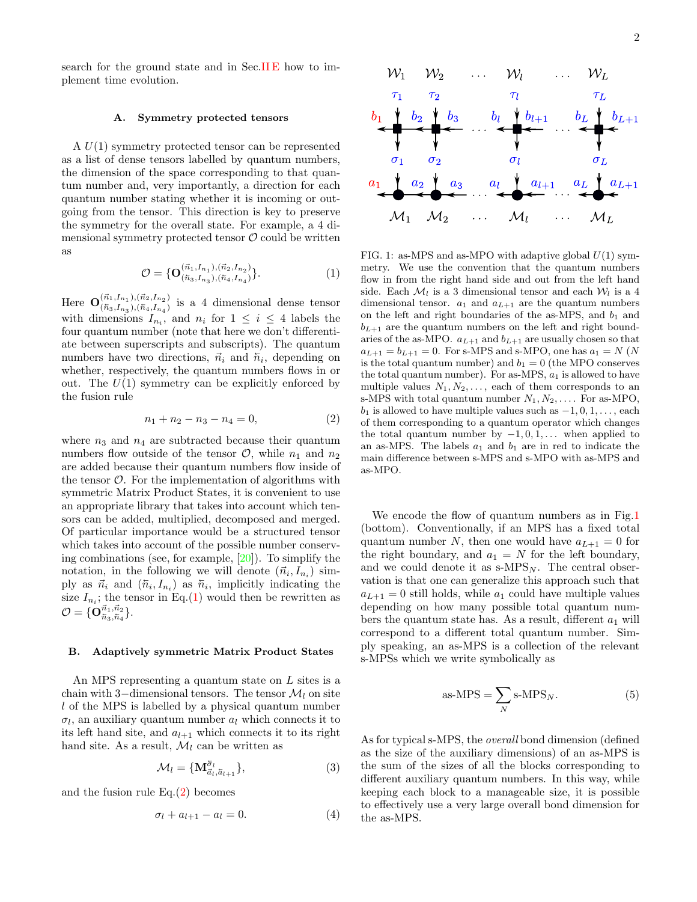search for the ground state and in Sec. II E how to implement time evolution.

### A. Symmetry protected tensors

A $U(1)$ symmetry protected tensor can be represented as a list of dense tensors labelled by quantum numbers, the dimension of the space corresponding to that quantum number and, very importantly, a direction for each quantum number stating whether it is incoming or outgoing from the tensor. This direction is key to preserve the symmetry for the overall state. For example, a 4 dimensional symmetry protected tensor $\mathcal{O}$ could be written as

$$\mathcal{O} = \{\mathbf{O}^{(\vec{n}_1,I_{n_1}),(\vec{n}_2,I_{n_2})}_{(\bar{n}_3,I_{n_3}),(\bar{n}_4,I_{n_4})}\}. \tag{1}$$

Here $\mathbf{O}^{(\vec{n}_1,I_{n_1}),(\vec{n}_2,I_{n_2})}_{(\bar{n}_3,I_{n_3}),(\bar{n}_4,I_{n_4})}$ is a 4 dimensional dense tensor with dimensions $I_{n_i}$, and $n_i$ for $1 \le i \le 4$ labels the four quantum number (note that here we don't differentiate between superscripts and subscripts). The quantum numbers have two directions, $\vec{n}_i$ and $\bar{n}_i$, depending on whether, respectively, the quantum numbers flows in or out. The $U(1)$ symmetry can be explicitly enforced by the fusion rule

$$n_1 + n_2 - n_3 - n_4 = 0, \tag{2}$$

where $n_3$ and $n_4$ are subtracted because their quantum numbers flow outside of the tensor $\mathcal{O}$, while $n_1$ and $n_2$ are added because their quantum numbers flow inside of the tensor $\mathcal{O}$. For the implementation of algorithms with symmetric Matrix Product States, it is convenient to use an appropriate library that takes into account which tensors can be added, multiplied, decomposed and merged. Of particular importance would be a structured tensor which takes into account of the possible number conserving combinations (see, for example, [20]). To simplify the notation, in the following we will denote $(\vec{n}_i, I_{n_i})$ simply as $\vec{n}_i$ and $(\bar{n}_i, I_{n_i})$ as $\bar{n}_i$, implicitly indicating the size $I_{n_i}$; the tensor in Eq.(1) would then be rewritten as $\mathcal{O} = \{\mathbf{O}^{\vec{n}_1,\vec{n}_2}_{\bar{n}_3,\bar{n}_4}\}$.

### B. Adaptively symmetric Matrix Product States

An MPS representing a quantum state on $L$ sites is a chain with 3−dimensional tensors. The tensor $\mathcal{M}_l$ on site $l$ of the MPS is labelled by a physical quantum number $\sigma_l$, an auxiliary quantum number $a_l$ which connects it to its left hand site, and $a_{l+1}$ which connects it to its right hand site. As a result, $\mathcal{M}_l$ can be written as

$$\mathcal{M}_l = \{\mathbf{M}^{\vec{\sigma}_l}_{\bar{a}_l,\vec{a}_{l+1}}\}, \tag{3}$$

and the fusion rule Eq.(2) becomes

$$\sigma_l + a_{l+1} - a_l = 0. \tag{4}$$

FIG. 1: as-MPS and as-MPO with adaptive global $U(1)$ symmetry. We use the convention that the quantum numbers flow in from the right hand side and out from the left hand side. Each $\mathcal{M}_l$ is a 3 dimensional tensor and each $\mathcal{W}_l$ is a 4 dimensional tensor. $a_1$ and $a_{L+1}$ are the quantum numbers on the left and right boundaries of the as-MPS, and $b_1$ and $b_{L+1}$ are the quantum numbers on the left and right boundaries of the as-MPO. $a_{L+1}$ and $b_{L+1}$ are usually chosen so that $a_{L+1} = b_{L+1} = 0$. For s-MPS and s-MPO, one has $a_1 = N$ ($N$ is the total quantum number) and $b_1 = 0$ (the MPO conserves the total quantum number). For as-MPS, $a_1$ is allowed to have multiple values $N_1, N_2, \ldots$, each of them corresponds to an s-MPS with total quantum number $N_1, N_2, \ldots$. For as-MPO, $b_1$ is allowed to have multiple values such as $-1, 0, 1, \ldots$, each of them corresponding to a quantum operator which changes the total quantum number by $-1, 0, 1, \ldots$ when applied to an as-MPS. The labels $a_1$ and $b_1$ are in red to indicate the main difference between s-MPS and s-MPO with as-MPS and as-MPO.

We encode the flow of quantum numbers as in Fig. 1 (bottom). Conventionally, if an MPS has a fixed total quantum number $N$, then one would have $a_{L+1} = 0$ for the right boundary, and $a_1 = N$ for the left boundary, and we could denote it as s-MPS$_N$. The central observation is that one can generalize this approach such that $a_{L+1} = 0$ still holds, while $a_1$ could have multiple values depending on how many possible total quantum numbers the quantum state has. As a result, different $a_1$ will correspond to a different total quantum number. Simply speaking, an as-MPS is a collection of the relevant s-MPSs which we write symbolically as

$$\text{as-MPS} = \sum_N \text{s-MPS}_N. \tag{5}$$

As for typical s-MPS, the *overall* bond dimension (defined as the size of the auxiliary dimensions) of an as-MPS is the sum of the sizes of all the blocks corresponding to different auxiliary quantum numbers. In this way, while keeping each block to a manageable size, it is possible to effectively use a very large overall bond dimension for the as-MPS.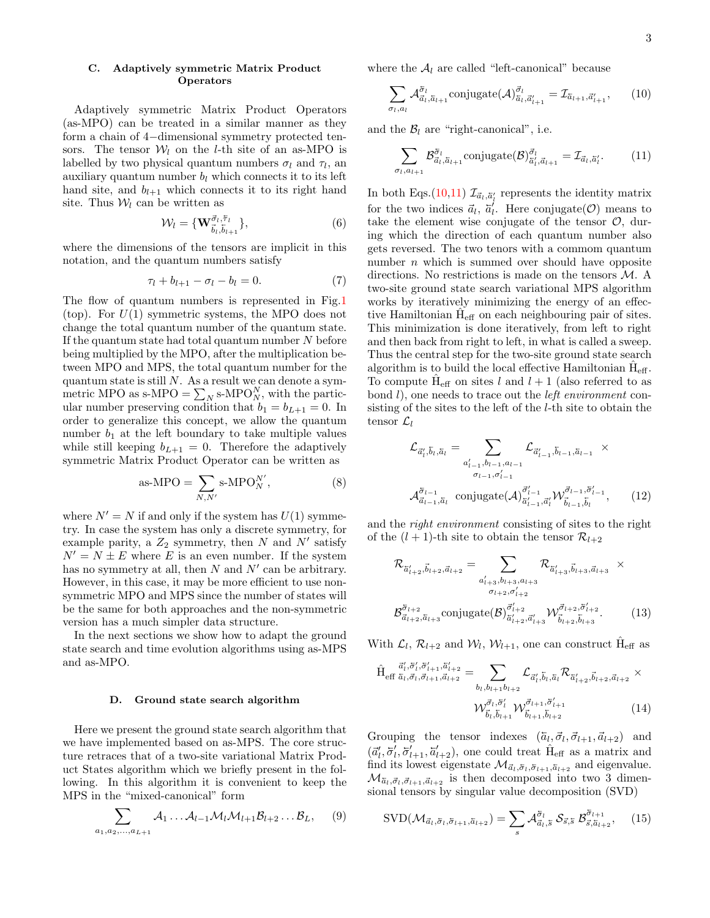### C. Adaptively symmetric Matrix Product Operators

Adaptively symmetric Matrix Product Operators (as-MPO) can be treated in a similar manner as they form a chain of 4−dimensional symmetry protected tensors. The tensor $\mathcal{W}_l$ on the $l$-th site of an as-MPO is labelled by two physical quantum numbers $\sigma_l$ and $\tau_l$, an auxiliary quantum number $b_l$ which connects it to its left hand site, and $b_{l+1}$ which connects it to its right hand site. Thus $\mathcal{W}_l$ can be written as

$$\mathcal{W}_l = \{\mathbf{W}^{\vec{\sigma}_l,\vec{\tau}_l}_{\vec{b}_l,\vec{b}_{l+1}}\}, \tag{6}$$

where the dimensions of the tensors are implicit in this notation, and the quantum numbers satisfy

$$\tau_l + b_{l+1} - \sigma_l - b_l = 0. \tag{7}$$

The flow of quantum numbers is represented in Fig.1 (top). For $U(1)$ symmetric systems, the MPO does not change the total quantum number of the quantum state. If the quantum state had total quantum number $N$ before being multiplied by the MPO, after the multiplication between MPO and MPS, the total quantum number for the quantum state is still $N$. As a result we can denote a symmetric MPO as s-MPO $= \sum_N$ s-MPO$^N_N$, with the particular number preserving condition that $b_1 = b_{L+1} = 0$. In order to generalize this concept, we allow the quantum number $b_1$ at the left boundary to take multiple values while still keeping $b_{L+1} = 0$. Therefore the adaptively symmetric Matrix Product Operator can be written as

$$\text{as-MPO} = \sum_{N,N'} \text{s-MPO}^{N'}_N, \tag{8}$$

where $N' = N$ if and only if the system has $U(1)$ symmetry. In case the system has only a discrete symmetry, for example parity, a $Z_2$ symmetry, then $N$ and $N'$ satisfy $N' = N \pm E$ where $E$ is an even number. If the system has no symmetry at all, then $N$ and $N'$ can be arbitrary. However, in this case, it may be more efficient to use non-symmetric MPO and MPS since the number of states will be the same for both approaches and the non-symmetric version has a much simpler data structure.

In the next sections we show how to adapt the ground state search and time evolution algorithms using as-MPS and as-MPO.

### D. Ground state search algorithm

Here we present the ground state search algorithm that we have implemented based on as-MPS. The core structure retraces that of a two-site variational Matrix Product States algorithm which we briefly present in the following. In this algorithm it is convenient to keep the MPS in the "mixed-canonical" form

$$\sum_{a_1,a_2,\ldots,a_{L+1}} \mathcal{A}_1 \ldots \mathcal{A}_{l-1}\mathcal{M}_l\mathcal{M}_{l+1}\mathcal{B}_{l+2}\ldots\mathcal{B}_L, \tag{9}$$

where the $\mathcal{A}_l$ are called "left-canonical" because

$$\sum_{\sigma_l,a_l} \mathcal{A}^{\vec{\sigma}_l}_{\vec{a}_l,\vec{a}_{l+1}} \text{conjugate}(\mathcal{A})^{\vec{\sigma}_l}_{\vec{a}_l,\vec{a}'_{l+1}} = \mathcal{I}_{\vec{a}_{l+1},\vec{a}'_{l+1}}, \tag{10}$$

and the $\mathcal{B}_l$ are "right-canonical", i.e.

$$\sum_{\sigma_l,a_{l+1}} \mathcal{B}^{\vec{\sigma}_l}_{\vec{a}_l,\vec{a}_{l+1}} \text{conjugate}(\mathcal{B})^{\vec{\sigma}_l}_{\vec{a}'_l,\vec{a}_{l+1}} = \mathcal{I}_{\vec{a}_l,\vec{a}'_l}. \tag{11}$$

In both Eqs.(10,11) $\mathcal{I}_{\vec{a}_l,\vec{a}'_l}$ represents the identity matrix for the two indices $\vec{a}_l$, $\vec{a}'_l$. Here conjugate($\mathcal{O}$) means to take the element wise conjugate of the tensor $\mathcal{O}$, during which the direction of each quantum number also gets reversed. The two tenors with a commom quantum number $n$ which is summed over should have opposite directions. No restrictions is made on the tensors $\mathcal{M}$. A two-site ground state search variational MPS algorithm works by iteratively minimizing the energy of an effective Hamiltonian $\hat{\mathrm{H}}_{\mathrm{eff}}$ on each neighbouring pair of sites. This minimization is done iteratively, from left to right and then back from right to left, in what is called a sweep. Thus the central step for the two-site ground state search algorithm is to build the local effective Hamiltonian $\hat{\mathrm{H}}_{\mathrm{eff}}$. To compute $\hat{\mathrm{H}}_{\mathrm{eff}}$ on sites $l$ and $l+1$ (also referred to as bond $l$), one needs to trace out the *left environment* consisting of the sites to the left of the $l$-th site to obtain the tensor $\mathcal{L}_l$

$$\mathcal{L}_{\vec{a}'_l,\vec{b}_l,\vec{a}_l} = \sum_{\substack{a'_{l-1},b_{l-1},a_{l-1}\\ \sigma_{l-1},\sigma'_{l-1}}} \mathcal{L}_{\vec{a}'_{l-1},\vec{b}_{l-1},\vec{a}_{l-1}} \times \mathcal{A}^{\vec{\sigma}_{l-1}}_{\vec{a}_{l-1},\vec{a}_l} \;\text{conjugate}(\mathcal{A})^{\vec{\sigma}'_{l-1}}_{\vec{a}'_{l-1},\vec{a}'_l} \mathcal{W}^{\vec{\sigma}_{l-1},\vec{\sigma}'_{l-1}}_{\vec{b}_{l-1},\vec{b}_l}, \tag{12}$$

and the *right environment* consisting of sites to the right of the $(l+1)$-th site to obtain the tensor $\mathcal{R}_{l+2}$

$$\mathcal{R}_{\vec{a}'_{l+2},\vec{b}_{l+2},\vec{a}_{l+2}} = \sum_{\substack{a'_{l+3},b_{l+3},a_{l+3}\\ \sigma_{l+2},\sigma'_{l+2}}} \mathcal{R}_{\vec{a}'_{l+3},\vec{b}_{l+3},\vec{a}_{l+3}} \times \mathcal{B}^{\vec{\sigma}_{l+2}}_{\vec{a}_{l+2},\vec{a}_{l+3}} \text{conjugate}(\mathcal{B})^{\vec{\sigma}'_{l+2}}_{\vec{a}'_{l+2},\vec{a}'_{l+3}} \mathcal{W}^{\vec{\sigma}_{l+2},\vec{\sigma}'_{l+2}}_{\vec{b}_{l+2},\vec{b}_{l+3}}. \tag{13}$$

With $\mathcal{L}_l$, $\mathcal{R}_{l+2}$ and $\mathcal{W}_l$, $\mathcal{W}_{l+1}$, one can construct $\hat{\mathrm{H}}_{\mathrm{eff}}$ as

$$\hat{\mathrm{H}}_{\mathrm{eff}}{}^{\vec{a}'_l,\vec{\sigma}'_l,\vec{\sigma}'_{l+1},\vec{a}'_{l+2}}_{\vec{a}_l,\vec{\sigma}_l,\vec{\sigma}_{l+1},\vec{a}_{l+2}} = \sum_{b_l,b_{l+1}b_{l+2}} \mathcal{L}_{\vec{a}'_l,\vec{b}_l,\vec{a}_l} \mathcal{R}_{\vec{a}'_{l+2},\vec{b}_{l+2},\vec{a}_{l+2}} \times \mathcal{W}^{\vec{\sigma}_l,\vec{\sigma}'_l}_{\vec{b}_l,\vec{b}_{l+1}} \mathcal{W}^{\vec{\sigma}_{l+1},\vec{\sigma}'_{l+1}}_{\vec{b}_{l+1},\vec{b}_{l+2}} \tag{14}$$

Grouping the tensor indexes $(\vec{a}_l, \vec{\sigma}_l, \vec{\sigma}_{l+1}, \vec{a}_{l+2})$ and $(\vec{a}'_l, \vec{\sigma}'_l, \vec{\sigma}'_{l+1}, \vec{a}'_{l+2})$, one could treat $\hat{\mathrm{H}}_{\mathrm{eff}}$ as a matrix and find its lowest eigenstate $\mathcal{M}_{\vec{a}_l,\vec{\sigma}_l,\vec{\sigma}_{l+1},\vec{a}_{l+2}}$ and eigenvalue. $\mathcal{M}_{\vec{a}_l,\vec{\sigma}_l,\vec{\sigma}_{l+1},\vec{a}_{l+2}}$ is then decomposed into two 3 dimensional tensors by singular value decomposition (SVD)

$$\text{SVD}(\mathcal{M}_{\vec{a}_l,\vec{\sigma}_l,\vec{\sigma}_{l+1},\vec{a}_{l+2}}) = \sum_s \mathcal{A}^{\vec{\sigma}_l}_{\vec{a}_l,\vec{s}}\; \mathcal{S}_{\vec{s},\vec{s}}\; \mathcal{B}^{\vec{\sigma}_{l+1}}_{\vec{s},\vec{a}_{l+2}}, \tag{15}$$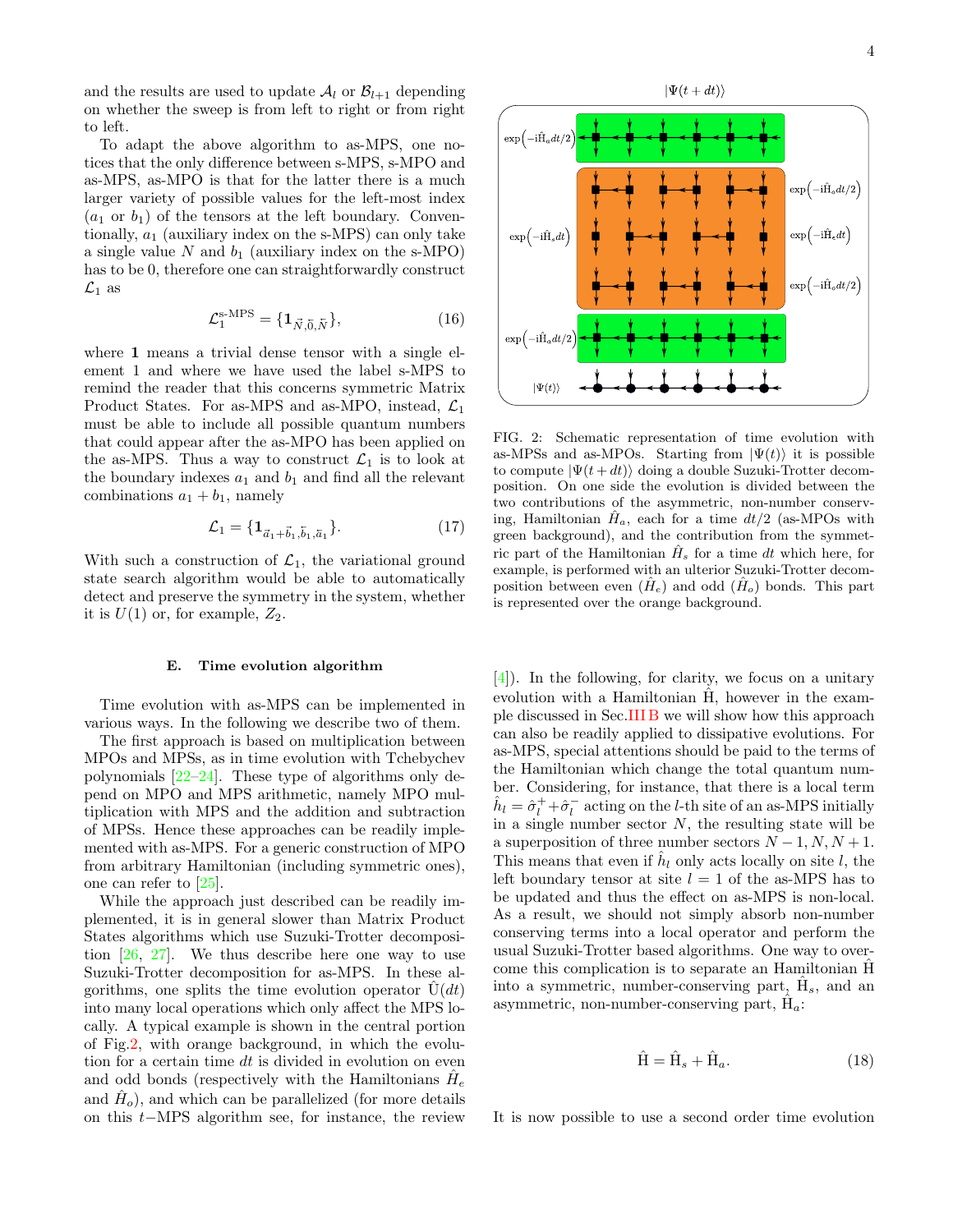and the results are used to update $\mathcal{A}_l$ or $\mathcal{B}_{l+1}$ depending on whether the sweep is from left to right or from right to left.

To adapt the above algorithm to as-MPS, one notices that the only difference between s-MPS, s-MPO and as-MPS, as-MPO is that for the latter there is a much larger variety of possible values for the left-most index ($a_1$ or $b_1$) of the tensors at the left boundary. Conventionally, $a_1$ (auxiliary index on the s-MPS) can only take a single value $N$ and $b_1$ (auxiliary index on the s-MPO) has to be 0, therefore one can straightforwardly construct $\mathcal{L}_1$ as

$$\mathcal{L}_1^{\text{s-MPS}} = \{\mathbf{1}_{\vec{N},\vec{0},\vec{N}}\}, \tag{16}$$

where $\mathbf{1}$ means a trivial dense tensor with a single element 1 and where we have used the label s-MPS to remind the reader that this concerns symmetric Matrix Product States. For as-MPS and as-MPO, instead, $\mathcal{L}_1$ must be able to include all possible quantum numbers that could appear after the as-MPO has been applied on the as-MPS. Thus a way to construct $\mathcal{L}_1$ is to look at the boundary indexes $a_1$ and $b_1$ and find all the relevant combinations $a_1 + b_1$, namely

$$\mathcal{L}_1 = \{\mathbf{1}_{\vec{a}_1+\vec{b}_1,\bar{b}_1,\bar{a}_1}\}. \tag{17}$$

With such a construction of $\mathcal{L}_1$, the variational ground state search algorithm would be able to automatically detect and preserve the symmetry in the system, whether it is $U(1)$ or, for example, $Z_2$.

### E. Time evolution algorithm

Time evolution with as-MPS can be implemented in various ways. In the following we describe two of them.

The first approach is based on multiplication between MPOs and MPSs, as in time evolution with Tchebychev polynomials [22–24]. These type of algorithms only depend on MPO and MPS arithmetic, namely MPO multiplication with MPS and the addition and subtraction of MPSs. Hence these approaches can be readily implemented with as-MPS. For a generic construction of MPO from arbitrary Hamiltonian (including symmetric ones), one can refer to [25].

While the approach just described can be readily implemented, it is in general slower than Matrix Product States algorithms which use Suzuki-Trotter decomposition [26, 27]. We thus describe here one way to use Suzuki-Trotter decomposition for as-MPS. In these algorithms, one splits the time evolution operator $\hat{\text{U}}(dt)$ into many local operations which only affect the MPS locally. A typical example is shown in the central portion of Fig.2, with orange background, in which the evolution for a certain time $dt$ is divided in evolution on even and odd bonds (respectively with the Hamiltonians $\hat{H}_e$ and $\hat{H}_o$), and which can be parallelized (for more details on this $t-$MPS algorithm see, for instance, the review [4]). In the following, for clarity, we focus on a unitary evolution with a Hamiltonian $\hat{\text{H}}$, however in the example discussed in Sec.III B we will show how this approach can also be readily applied to dissipative evolutions. For as-MPS, special attentions should be paid to the terms of the Hamiltonian which change the total quantum number. Considering, for instance, that there is a local term $\hat{h}_l = \hat{\sigma}_l^+ + \hat{\sigma}_l^-$ acting on the $l$-th site of an as-MPS initially in a single number sector $N$, the resulting state will be a superposition of three number sectors $N-1, N, N+1$. This means that even if $\hat{h}_l$ only acts locally on site $l$, the left boundary tensor at site $l = 1$ of the as-MPS has to be updated and thus the effect on as-MPS is non-local. As a result, we should not simply absorb non-number conserving terms into a local operator and perform the usual Suzuki-Trotter based algorithms. One way to overcome this complication is to separate an Hamiltonian $\hat{\text{H}}$ into a symmetric, number-conserving part, $\hat{\text{H}}_s$, and an asymmetric, non-number-conserving part, $\hat{\text{H}}_a$:

$$\hat{\text{H}} = \hat{\text{H}}_s + \hat{\text{H}}_a. \tag{18}$$

FIG. 2: Schematic representation of time evolution with as-MPSs and as-MPOs. Starting from $|\Psi(t)\rangle$ it is possible to compute $|\Psi(t+dt)\rangle$ doing a double Suzuki-Trotter decomposition. On one side the evolution is divided between the two contributions of the asymmetric, non-number conserving, Hamiltonian $\hat{H}_a$, each for a time $dt/2$ (as-MPOs with green background), and the contribution from the symmetric part of the Hamiltonian $\hat{H}_s$ for a time $dt$ which here, for example, is performed with an ulterior Suzuki-Trotter decomposition between even ($\hat{H}_e$) and odd ($\hat{H}_o$) bonds. This part is represented over the orange background.

It is now possible to use a second order time evolution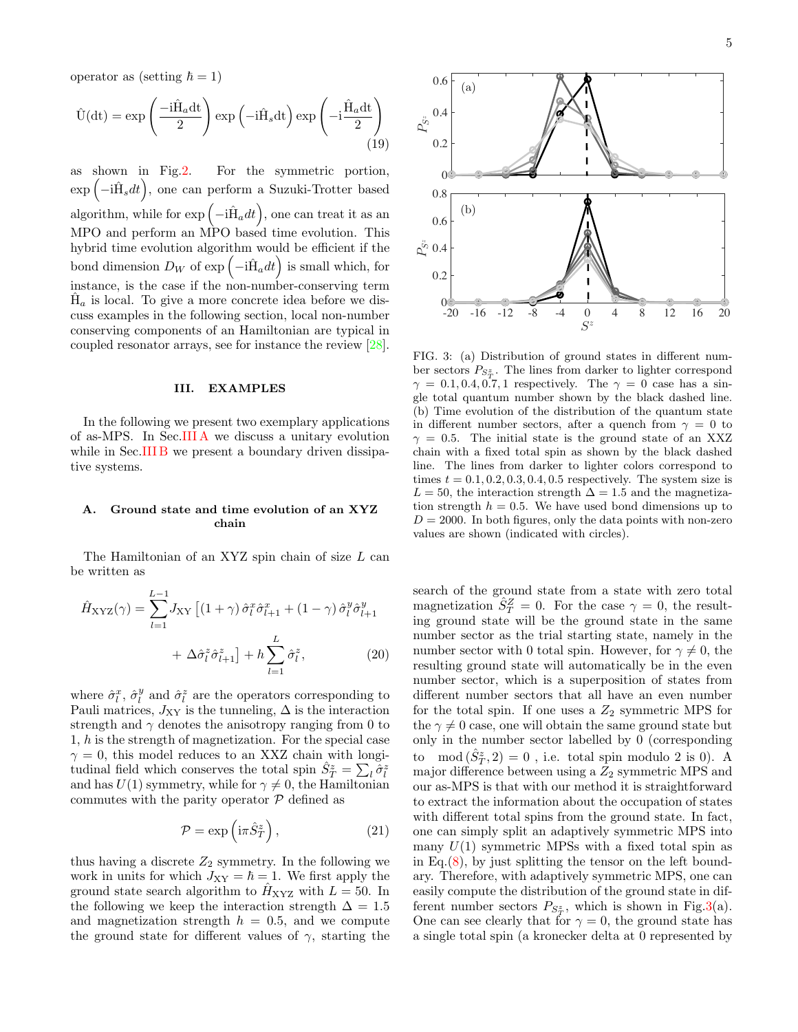operator as (setting $\hbar = 1$)

$$\hat{\mathrm{U}}(\mathrm{dt}) = \exp\left(\frac{-\mathrm{i}\hat{\mathrm{H}}_a \mathrm{dt}}{2}\right) \exp\left(-\mathrm{i}\hat{\mathrm{H}}_s \mathrm{dt}\right) \exp\left(-\mathrm{i}\frac{\hat{\mathrm{H}}_a \mathrm{dt}}{2}\right) \tag{19}$$

as shown in Fig.2. For the symmetric portion, $\exp\left(-\mathrm{i}\hat{\mathrm{H}}_s dt\right)$, one can perform a Suzuki-Trotter based algorithm, while for $\exp\left(-\mathrm{i}\hat{\mathrm{H}}_a dt\right)$, one can treat it as an MPO and perform an MPO based time evolution. This hybrid time evolution algorithm would be efficient if the bond dimension $D_W$ of $\exp\left(-\mathrm{i}\hat{\mathrm{H}}_a dt\right)$ is small which, for instance, is the case if the non-number-conserving term $\hat{\mathrm{H}}_a$ is local. To give a more concrete idea before we discuss examples in the following section, local non-number conserving components of an Hamiltonian are typical in coupled resonator arrays, see for instance the review [28].

## III. EXAMPLES

In the following we present two exemplary applications of as-MPS. In Sec.III A we discuss a unitary evolution while in Sec.III B we present a boundary driven dissipative systems.

### A. Ground state and time evolution of an XYZ chain

The Hamiltonian of an XYZ spin chain of size $L$ can be written as

$$\hat{H}_{\mathrm{XYZ}}(\gamma) = \sum_{l=1}^{L-1} J_{\mathrm{XY}} \left[ (1+\gamma)\,\hat{\sigma}_l^x \hat{\sigma}_{l+1}^x + (1-\gamma)\,\hat{\sigma}_l^y \hat{\sigma}_{l+1}^y + \Delta \hat{\sigma}_l^z \hat{\sigma}_{l+1}^z \right] + h \sum_{l=1}^{L} \hat{\sigma}_l^z, \tag{20}$$

where $\hat{\sigma}_l^x$, $\hat{\sigma}_l^y$ and $\hat{\sigma}_l^z$ are the operators corresponding to Pauli matrices, $J_{\mathrm{XY}}$ is the tunneling, $\Delta$ is the interaction strength and $\gamma$ denotes the anisotropy ranging from 0 to 1, $h$ is the strength of magnetization. For the special case $\gamma = 0$, this model reduces to an XXZ chain with longitudinal field which conserves the total spin $\hat{S}_T^z = \sum_l \hat{\sigma}_l^z$ and has $U(1)$ symmetry, while for $\gamma \neq 0$, the Hamiltonian commutes with the parity operator $\mathcal{P}$ defined as

$$\mathcal{P} = \exp\left(\mathrm{i}\pi \hat{S}_T^z\right), \tag{21}$$

thus having a discrete $Z_2$ symmetry. In the following we work in units for which $J_{\mathrm{XY}} = \hbar = 1$. We first apply the ground state search algorithm to $\hat{H}_{\mathrm{XYZ}}$ with $L = 50$. In the following we keep the interaction strength $\Delta = 1.5$ and magnetization strength $h = 0.5$, and we compute the ground state for different values of $\gamma$, starting the search of the ground state from a state with zero total magnetization $\hat{S}_T^Z = 0$. For the case $\gamma = 0$, the resulting ground state will be the ground state in the same number sector as the trial starting state, namely in the number sector with 0 total spin. However, for $\gamma \neq 0$, the resulting ground state will automatically be in the even number sector, which is a superposition of states from different number sectors that all have an even number for the total spin. If one uses a $Z_2$ symmetric MPS for the $\gamma \neq 0$ case, one will obtain the same ground state but only in the number sector labelled by 0 (corresponding to $\mod(\hat{S}_T^z, 2) = 0$ , i.e. total spin modulo 2 is 0). A major difference between using a $Z_2$ symmetric MPS and our as-MPS is that with our method it is straightforward to extract the information about the occupation of states with different total spins from the ground state. In fact, one can simply split an adaptively symmetric MPS into many $U(1)$ symmetric MPSs with a fixed total spin as in Eq.(8), by just splitting the tensor on the left boundary. Therefore, with adaptively symmetric MPS, one can easily compute the distribution of the ground state in different number sectors $P_{S_T^z}$, which is shown in Fig.3(a). One can see clearly that for $\gamma = 0$, the ground state has a single total spin (a kronecker delta at 0 represented by

FIG. 3: (a) Distribution of ground states in different number sectors $P_{S_T^z}$. The lines from darker to lighter correspond $\gamma = 0.1, 0.4, 0.7, 1$ respectively. The $\gamma = 0$ case has a single total quantum number shown by the black dashed line. (b) Time evolution of the distribution of the quantum state in different number sectors, after a quench from $\gamma = 0$ to $\gamma = 0.5$. The initial state is the ground state of an XXZ chain with a fixed total spin as shown by the black dashed line. The lines from darker to lighter colors correspond to times $t = 0.1, 0.2, 0.3, 0.4, 0.5$ respectively. The system size is $L = 50$, the interaction strength $\Delta = 1.5$ and the magnetization strength $h = 0.5$. We have used bond dimensions up to $D = 2000$. In both figures, only the data points with non-zero values are shown (indicated with circles).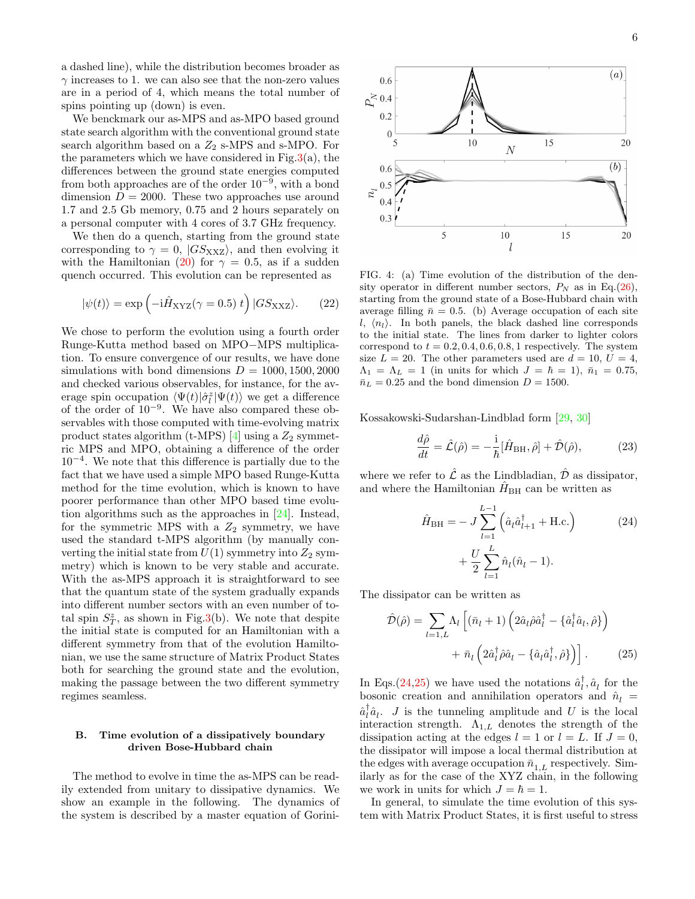a dashed line), while the distribution becomes broader as $\gamma$ increases to 1. we can also see that the non-zero values are in a period of 4, which means the total number of spins pointing up (down) is even.

We benckmark our as-MPS and as-MPO based ground state search algorithm with the conventional ground state search algorithm based on a $Z_2$ s-MPS and s-MPO. For the parameters which we have considered in Fig.3(a), the differences between the ground state energies computed from both approaches are of the order $10^{-9}$, with a bond dimension $D = 2000$. These two approaches use around 1.7 and 2.5 Gb memory, 0.75 and 2 hours separately on a personal computer with 4 cores of 3.7 GHz frequency.

We then do a quench, starting from the ground state corresponding to $\gamma = 0$, $|GS_{\rm XXZ}\rangle$, and then evolving it with the Hamiltonian (20) for $\gamma = 0.5$, as if a sudden quench occurred. This evolution can be represented as

$$|\psi(t)\rangle = \exp\left(-{\rm i}\hat{H}_{\rm XYZ}(\gamma = 0.5)\, t\right) |GS_{\rm XXZ}\rangle. \tag{22}$$

We chose to perform the evolution using a fourth order Runge-Kutta method based on MPO−MPS multiplication. To ensure convergence of our results, we have done simulations with bond dimensions $D = 1000, 1500, 2000$ and checked various observables, for instance, for the average spin occupation $\langle\Psi(t)|\hat{\sigma}^z_l|\Psi(t)\rangle$ we get a difference of the order of $10^{-9}$. We have also compared these observables with those computed with time-evolving matrix product states algorithm (t-MPS) [4] using a $Z_2$ symmetric MPS and MPO, obtaining a difference of the order $10^{-4}$. We note that this difference is partially due to the fact that we have used a simple MPO based Runge-Kutta method for the time evolution, which is known to have poorer performance than other MPO based time evolution algorithms such as the approaches in [24]. Instead, for the symmetric MPS with a $Z_2$ symmetry, we have used the standard t-MPS algorithm (by manually converting the initial state from $U(1)$ symmetry into $Z_2$ symmetry) which is known to be very stable and accurate. With the as-MPS approach it is straightforward to see that the quantum state of the system gradually expands into different number sectors with an even number of total spin $S^z_T$, as shown in Fig.3(b). We note that despite the initial state is computed for an Hamiltonian with a different symmetry from that of the evolution Hamiltonian, we use the same structure of Matrix Product States both for searching the ground state and the evolution, making the passage between the two different symmetry regimes seamless.

### B. Time evolution of a dissipatively boundary driven Bose-Hubbard chain

The method to evolve in time the as-MPS can be readily extended from unitary to dissipative dynamics. We show an example in the following. The dynamics of the system is described by a master equation of Gorini-Kossakowski-Sudarshan-Lindblad form [29, 30]

FIG. 4: (a) Time evolution of the distribution of the density operator in different number sectors, $P_N$ as in Eq.(26), starting from the ground state of a Bose-Hubbard chain with average filling $\bar{n} = 0.5$. (b) Average occupation of each site $l$, $\langle n_l\rangle$. In both panels, the black dashed line corresponds to the initial state. The lines from darker to lighter colors correspond to $t = 0.2, 0.4, 0.6, 0.8, 1$ respectively. The system size $L = 20$. The other parameters used are $d = 10$, $U = 4$, $\Lambda_1 = \Lambda_L = 1$ (in units for which $J = \hbar = 1$), $\bar{n}_1 = 0.75$, $\bar{n}_L = 0.25$ and the bond dimension $D = 1500$.

$$\frac{d\hat{\rho}}{dt} = \hat{\mathcal{L}}(\hat{\rho}) = -\frac{\rm i}{\hbar}[\hat{H}_{\rm BH}, \hat{\rho}] + \hat{\mathcal{D}}(\hat{\rho}), \tag{23}$$

where we refer to $\hat{\mathcal{L}}$ as the Lindbladian, $\hat{\mathcal{D}}$ as dissipator, and where the Hamiltonian $\hat{H}_{\rm BH}$ can be written as

$$\begin{aligned}\hat{H}_{\rm BH} =& -J\sum_{l=1}^{L-1}\left(\hat{a}_l\hat{a}^\dagger_{l+1} + {\rm H.c.}\right) \\ &+ \frac{U}{2}\sum_{l=1}^{L}\hat{n}_l(\hat{n}_l - 1).\end{aligned} \tag{24}$$

The dissipator can be written as

$$\begin{aligned}\hat{\mathcal{D}}(\hat{\rho}) = \sum_{l=1,L}\Lambda_l\Big[&(\bar{n}_l + 1)\left(2\hat{a}_l\hat{\rho}\hat{a}^\dagger_l - \{\hat{a}^\dagger_l\hat{a}_l, \hat{\rho}\}\right) \\ &+ \bar{n}_l\left(2\hat{a}^\dagger_l\hat{\rho}\hat{a}_l - \{\hat{a}_l\hat{a}^\dagger_l, \hat{\rho}\}\right)\Big].\end{aligned} \tag{25}$$

In Eqs.(24,25) we have used the notations $\hat{a}^\dagger_l, \hat{a}_l$ for the bosonic creation and annihilation operators and $\hat{n}_l = \hat{a}^\dagger_l\hat{a}_l$. $J$ is the tunneling amplitude and $U$ is the local interaction strength. $\Lambda_{1,L}$ denotes the strength of the dissipation acting at the edges $l = 1$ or $l = L$. If $J = 0$, the dissipator will impose a local thermal distribution at the edges with average occupation $\bar{n}_{1,L}$ respectively. Similarly as for the case of the XYZ chain, in the following we work in units for which $J = \hbar = 1$.

In general, to simulate the time evolution of this system with Matrix Product States, it is first useful to stress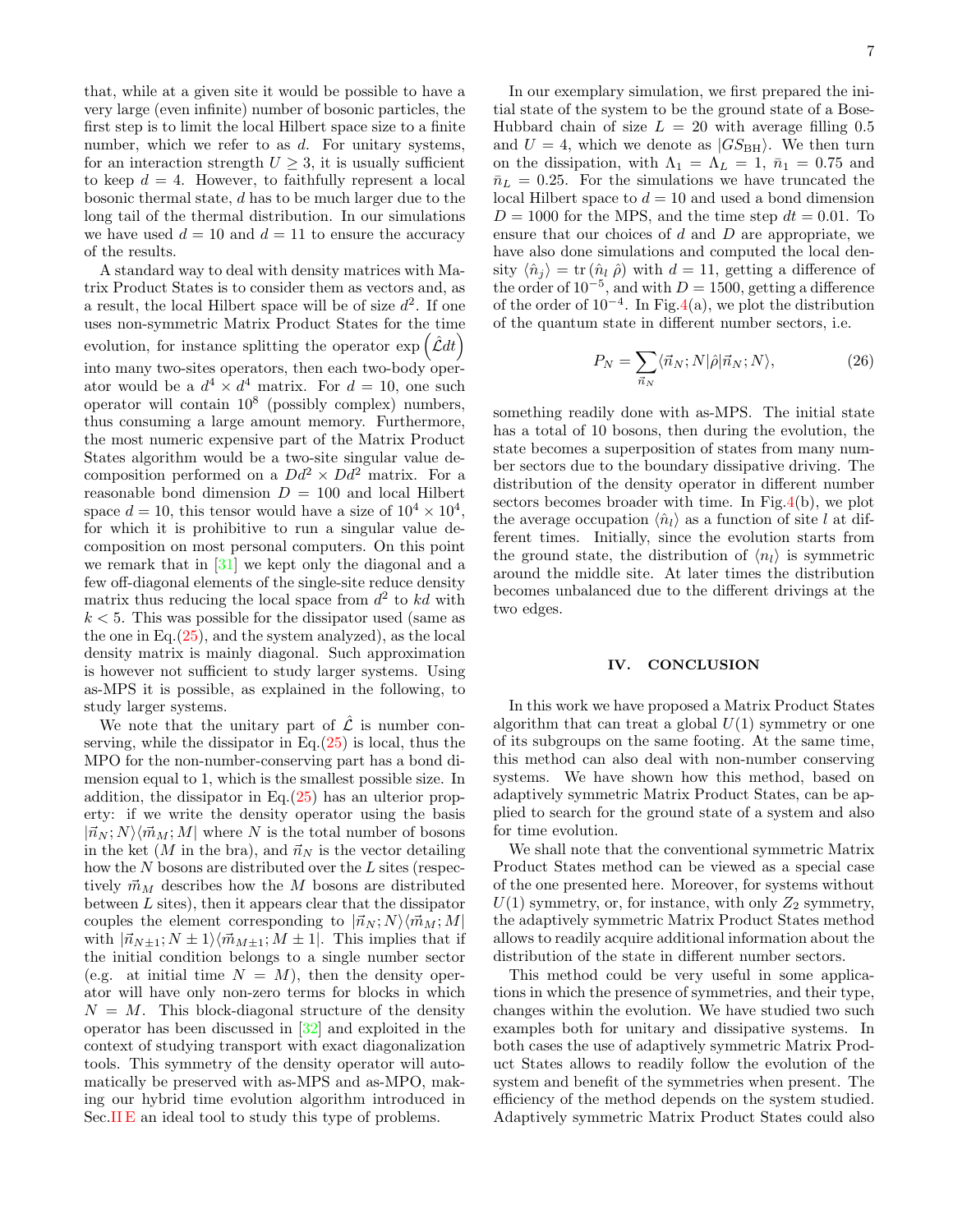that, while at a given site it would be possible to have a very large (even infinite) number of bosonic particles, the first step is to limit the local Hilbert space size to a finite number, which we refer to as $d$. For unitary systems, for an interaction strength $U \geq 3$, it is usually sufficient to keep $d = 4$. However, to faithfully represent a local bosonic thermal state, $d$ has to be much larger due to the long tail of the thermal distribution. In our simulations we have used $d = 10$ and $d = 11$ to ensure the accuracy of the results.

A standard way to deal with density matrices with Matrix Product States is to consider them as vectors and, as a result, the local Hilbert space will be of size $d^2$. If one uses non-symmetric Matrix Product States for the time evolution, for instance splitting the operator $\exp\left(\hat{\mathcal{L}}dt\right)$ into many two-sites operators, then each two-body operator would be a $d^4 \times d^4$ matrix. For $d = 10$, one such operator will contain $10^8$ (possibly complex) numbers, thus consuming a large amount memory. Furthermore, the most numeric expensive part of the Matrix Product States algorithm would be a two-site singular value decomposition performed on a $Dd^2 \times Dd^2$ matrix. For a reasonable bond dimension $D = 100$ and local Hilbert space $d = 10$, this tensor would have a size of $10^4 \times 10^4$, for which it is prohibitive to run a singular value decomposition on most personal computers. On this point we remark that in [31] we kept only the diagonal and a few off-diagonal elements of the single-site reduce density matrix thus reducing the local space from $d^2$ to $kd$ with $k < 5$. This was possible for the dissipator used (same as the one in Eq.(25), and the system analyzed), as the local density matrix is mainly diagonal. Such approximation is however not sufficient to study larger systems. Using as-MPS it is possible, as explained in the following, to study larger systems.

We note that the unitary part of $\hat{\mathcal{L}}$ is number conserving, while the dissipator in Eq.(25) is local, thus the MPO for the non-number-conserving part has a bond dimension equal to 1, which is the smallest possible size. In addition, the dissipator in Eq.(25) has an ulterior property: if we write the density operator using the basis $|\vec{n}_N; N\rangle\langle\vec{m}_M; M|$ where $N$ is the total number of bosons in the ket ($M$ in the bra), and $\vec{n}_N$ is the vector detailing how the $N$ bosons are distributed over the $L$ sites (respectively $\vec{m}_M$ describes how the $M$ bosons are distributed between $L$ sites), then it appears clear that the dissipator couples the element corresponding to $|\vec{n}_N; N\rangle\langle\vec{m}_M; M|$ with $|\vec{n}_{N\pm1}; N \pm 1\rangle\langle\vec{m}_{M\pm1}; M \pm 1|$. This implies that if the initial condition belongs to a single number sector (e.g. at initial time $N = M$), then the density operator will have only non-zero terms for blocks in which $N = M$. This block-diagonal structure of the density operator has been discussed in [32] and exploited in the context of studying transport with exact diagonalization tools. This symmetry of the density operator will automatically be preserved with as-MPS and as-MPO, making our hybrid time evolution algorithm introduced in Sec.II E an ideal tool to study this type of problems.

In our exemplary simulation, we first prepared the initial state of the system to be the ground state of a Bose-Hubbard chain of size $L = 20$ with average filling 0.5 and $U = 4$, which we denote as $|GS_{\rm BH}\rangle$. We then turn on the dissipation, with $\Lambda_1 = \Lambda_L = 1$, $\bar{n}_1 = 0.75$ and $\bar{n}_L = 0.25$. For the simulations we have truncated the local Hilbert space to $d = 10$ and used a bond dimension $D = 1000$ for the MPS, and the time step $dt = 0.01$. To ensure that our choices of $d$ and $D$ are appropriate, we have also done simulations and computed the local density $\langle\hat{n}_j\rangle = \mathrm{tr}\left(\hat{n}_l\, \hat{\rho}\right)$ with $d = 11$, getting a difference of the order of $10^{-5}$, and with $D = 1500$, getting a difference of the order of $10^{-4}$. In Fig.4(a), we plot the distribution of the quantum state in different number sectors, i.e.

$$P_N = \sum_{\vec{n}_N} \langle\vec{n}_N; N|\hat{\rho}|\vec{n}_N; N\rangle, \tag{26}$$

something readily done with as-MPS. The initial state has a total of 10 bosons, then during the evolution, the state becomes a superposition of states from many number sectors due to the boundary dissipative driving. The distribution of the density operator in different number sectors becomes broader with time. In Fig.4(b), we plot the average occupation $\langle\hat{n}_l\rangle$ as a function of site $l$ at different times. Initially, since the evolution starts from the ground state, the distribution of $\langle n_l\rangle$ is symmetric around the middle site. At later times the distribution becomes unbalanced due to the different drivings at the two edges.

## IV. CONCLUSION

In this work we have proposed a Matrix Product States algorithm that can treat a global $U(1)$ symmetry or one of its subgroups on the same footing. At the same time, this method can also deal with non-number conserving systems. We have shown how this method, based on adaptively symmetric Matrix Product States, can be applied to search for the ground state of a system and also for time evolution.

We shall note that the conventional symmetric Matrix Product States method can be viewed as a special case of the one presented here. Moreover, for systems without $U(1)$ symmetry, or, for instance, with only $Z_2$ symmetry, the adaptively symmetric Matrix Product States method allows to readily acquire additional information about the distribution of the state in different number sectors.

This method could be very useful in some applications in which the presence of symmetries, and their type, changes within the evolution. We have studied two such examples both for unitary and dissipative systems. In both cases the use of adaptively symmetric Matrix Product States allows to readily follow the evolution of the system and benefit of the symmetries when present. The efficiency of the method depends on the system studied. Adaptively symmetric Matrix Product States could also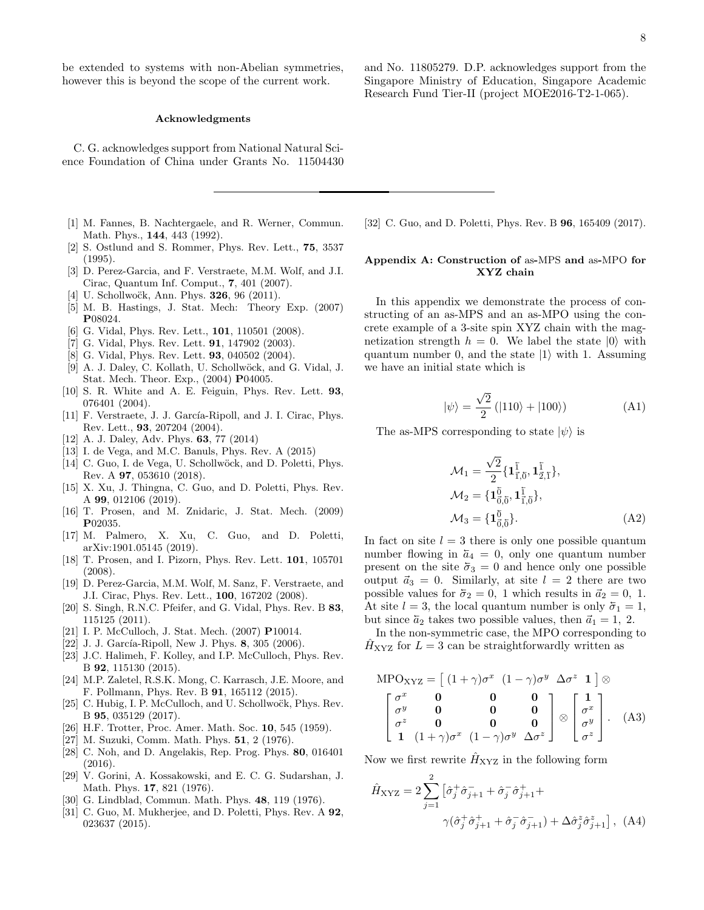be extended to systems with non-Abelian symmetries, however this is beyond the scope of the current work.

### Acknowledgments

C. G. acknowledges support from National Natural Science Foundation of China under Grants No. 11504430 and No. 11805279. D.P. acknowledges support from the Singapore Ministry of Education, Singapore Academic Research Fund Tier-II (project MOE2016-T2-1-065).

---

[1] M. Fannes, B. Nachtergaele, and R. Werner, Commun. Math. Phys., **144**, 443 (1992).

[2] S. Ostlund and S. Rommer, Phys. Rev. Lett., **75**, 3537 (1995).

[3] D. Perez-Garcia, and F. Verstraete, M.M. Wolf, and J.I. Cirac, Quantum Inf. Comput., **7**, 401 (2007).

[4] U. Schollwoĉk, Ann. Phys. **326**, 96 (2011).

[5] M. B. Hastings, J. Stat. Mech: Theory Exp. (2007) **P**08024.

[6] G. Vidal, Phys. Rev. Lett., **101**, 110501 (2008).

[7] G. Vidal, Phys. Rev. Lett. **91**, 147902 (2003).

[8] G. Vidal, Phys. Rev. Lett. **93**, 040502 (2004).

[9] A. J. Daley, C. Kollath, U. Schollwöck, and G. Vidal, J. Stat. Mech. Theor. Exp., (2004) **P**04005.

[10] S. R. White and A. E. Feiguin, Phys. Rev. Lett. **93**, 076401 (2004).

[11] F. Verstraete, J. J. García-Ripoll, and J. I. Cirac, Phys. Rev. Lett., **93**, 207204 (2004).

[12] A. J. Daley, Adv. Phys. **63**, 77 (2014)

[13] I. de Vega, and M.C. Banuls, Phys. Rev. A (2015)

[14] C. Guo, I. de Vega, U. Schollwöck, and D. Poletti, Phys. Rev. A **97**, 053610 (2018).

[15] X. Xu, J. Thingna, C. Guo, and D. Poletti, Phys. Rev. A **99**, 012106 (2019).

[16] T. Prosen, and M. Znidaric, J. Stat. Mech. (2009) **P**02035.

[17] M. Palmero, X. Xu, C. Guo, and D. Poletti, arXiv:1901.05145 (2019).

[18] T. Prosen, and I. Pizorn, Phys. Rev. Lett. **101**, 105701 (2008).

[19] D. Perez-Garcia, M.M. Wolf, M. Sanz, F. Verstraete, and J.I. Cirac, Phys. Rev. Lett., **100**, 167202 (2008).

[20] S. Singh, R.N.C. Pfeifer, and G. Vidal, Phys. Rev. B **83**, 115125 (2011).

[21] I. P. McCulloch, J. Stat. Mech. (2007) **P**10014.

[22] J. J. García-Ripoll, New J. Phys. **8**, 305 (2006).

[23] J.C. Halimeh, F. Kolley, and I.P. McCulloch, Phys. Rev. B **92**, 115130 (2015).

[24] M.P. Zaletel, R.S.K. Mong, C. Karrasch, J.E. Moore, and F. Pollmann, Phys. Rev. B **91**, 165112 (2015).

[25] C. Hubig, I. P. McCulloch, and U. Schollwoĉk, Phys. Rev. B **95**, 035129 (2017).

[26] H.F. Trotter, Proc. Amer. Math. Soc. **10**, 545 (1959).

[27] M. Suzuki, Comm. Math. Phys. **51**, 2 (1976).

[28] C. Noh, and D. Angelakis, Rep. Prog. Phys. **80**, 016401 (2016).

[29] V. Gorini, A. Kossakowski, and E. C. G. Sudarshan, J. Math. Phys. **17**, 821 (1976).

[30] G. Lindblad, Commun. Math. Phys. **48**, 119 (1976).

[31] C. Guo, M. Mukherjee, and D. Poletti, Phys. Rev. A **92**, 023637 (2015).

[32] C. Guo, and D. Poletti, Phys. Rev. B **96**, 165409 (2017).

### Appendix A: Construction of as-MPS and as-MPO for XYZ chain

In this appendix we demonstrate the process of constructing of an as-MPS and an as-MPO using the concrete example of a 3-site spin XYZ chain with the magnetization strength $h = 0$. We label the state $|0\rangle$ with quantum number 0, and the state $|1\rangle$ with 1. Assuming we have an initial state which is

$$|\psi\rangle = \frac{\sqrt{2}}{2}\left(|110\rangle + |100\rangle\right) \tag{A1}$$

The as-MPS corresponding to state $|\psi\rangle$ is

$$\begin{aligned}
\mathcal{M}_1 &= \frac{\sqrt{2}}{2}\{\mathbf{1}^{\bar{1}}_{\bar{1},\bar{0}}, \mathbf{1}^{\bar{1}}_{\bar{2},\bar{1}}\}, \\
\mathcal{M}_2 &= \{\mathbf{1}^{\bar{0}}_{\bar{0},\bar{0}}, \mathbf{1}^{\bar{1}}_{\bar{1},\bar{0}}\}, \\
\mathcal{M}_3 &= \{\mathbf{1}^{\bar{0}}_{\bar{0},\bar{0}}\}.
\end{aligned} \tag{A2}$$

In fact on site $l = 3$ there is only one possible quantum number flowing in $\bar{a}_4 = 0$, only one quantum number present on the site $\bar{\sigma}_3 = 0$ and hence only one possible output $\vec{a}_3 = 0$. Similarly, at site $l = 2$ there are two possible values for $\bar{\sigma}_2 = 0,\ 1$ which results in $\vec{a}_2 = 0,\ 1$. At site $l = 3$, the local quantum number is only $\bar{\sigma}_1 = 1$, but since $\bar{a}_2$ takes two possible values, then $\vec{a}_1 = 1,\ 2$.

In the non-symmetric case, the MPO corresponding to $\hat{H}_{\rm XYZ}$ for $L = 3$ can be straightforwardly written as

$$\mathrm{MPO}_{\rm XYZ} = \begin{bmatrix} (1+\gamma)\sigma^x & (1-\gamma)\sigma^y & \Delta\sigma^z & \mathbf{1} \end{bmatrix} \otimes \begin{bmatrix} \sigma^x & \mathbf{0} & \mathbf{0} & \mathbf{0} \\ \sigma^y & \mathbf{0} & \mathbf{0} & \mathbf{0} \\ \sigma^z & \mathbf{0} & \mathbf{0} & \mathbf{0} \\ \mathbf{1} & (1+\gamma)\sigma^x & (1-\gamma)\sigma^y & \Delta\sigma^z \end{bmatrix} \otimes \begin{bmatrix} \mathbf{1} \\ \sigma^x \\ \sigma^y \\ \sigma^z \end{bmatrix}. \tag{A3}$$

Now we first rewrite $\hat{H}_{\rm XYZ}$ in the following form

$$\begin{aligned}
\hat{H}_{\rm XYZ} = 2\sum_{j=1}^{2}\big[&\hat{\sigma}^+_j\hat{\sigma}^-_{j+1} + \hat{\sigma}^-_j\hat{\sigma}^+_{j+1} + \\
&\gamma(\hat{\sigma}^+_j\hat{\sigma}^+_{j+1} + \hat{\sigma}^-_j\hat{\sigma}^-_{j+1}) + \Delta\hat{\sigma}^z_j\hat{\sigma}^z_{j+1}\big],
\end{aligned} \tag{A4}$$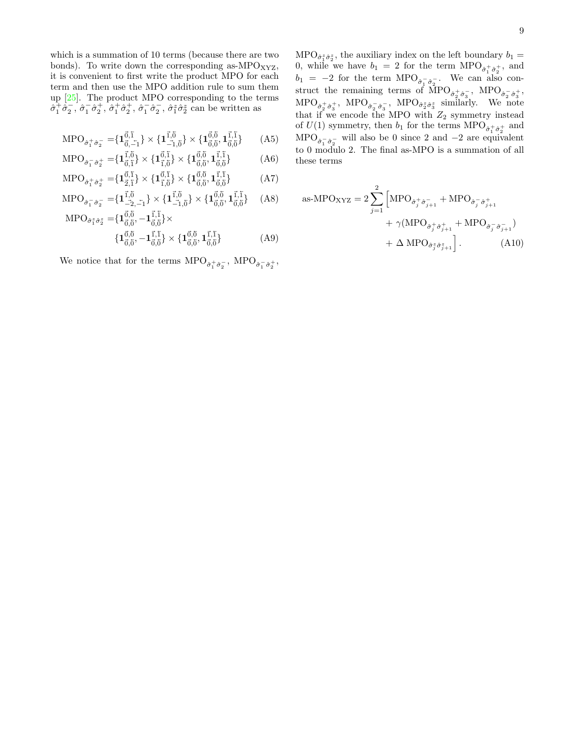which is a summation of 10 terms (because there are two bonds). To write down the corresponding as-MPO$_{\rm XYZ}$, it is convenient to first write the product MPO for each term and then use the MPO addition rule to sum them up [25]. The product MPO corresponding to the terms $\hat{\sigma}_1^+\hat{\sigma}_2^-$, $\hat{\sigma}_1^-\hat{\sigma}_2^+$, $\hat{\sigma}_1^+\hat{\sigma}_2^+$, $\hat{\sigma}_1^-\hat{\sigma}_2^-$, $\hat{\sigma}_1^z\hat{\sigma}_2^z$ can be written as

$$
\mathrm{MPO}_{\hat{\sigma}_1^+\hat{\sigma}_2^-} = \{\mathbf{1}_{\vec{0},\vec{-1}}^{\vec{0},\vec{1}}\} \times \{\mathbf{1}_{\vec{-1},\vec{0}}^{\vec{1},\vec{0}}\} \times \{\mathbf{1}_{\vec{0},\vec{0}}^{\vec{0},\vec{0}}, \mathbf{1}_{\vec{0},\vec{0}}^{\vec{1},\vec{1}}\} \tag{A5}
$$

$$
\mathrm{MPO}_{\hat{\sigma}_1^-\hat{\sigma}_2^+} = \{\mathbf{1}_{\vec{0},\vec{1}}^{\vec{1},\vec{0}}\} \times \{\mathbf{1}_{\vec{1},\vec{0}}^{\vec{0},\vec{1}}\} \times \{\mathbf{1}_{\vec{0},\vec{0}}^{\vec{0},\vec{0}}, \mathbf{1}_{\vec{0},\vec{0}}^{\vec{1},\vec{1}}\} \tag{A6}
$$

$$
\mathrm{MPO}_{\hat{\sigma}_1^+\hat{\sigma}_2^+} = \{\mathbf{1}_{\vec{2},\vec{1}}^{\vec{0},\vec{1}}\} \times \{\mathbf{1}_{\vec{1},\vec{0}}^{\vec{0},\vec{1}}\} \times \{\mathbf{1}_{\vec{0},\vec{0}}^{\vec{0},\vec{0}}, \mathbf{1}_{\vec{0},\vec{0}}^{\vec{1},\vec{1}}\} \tag{A7}
$$

$$
\mathrm{MPO}_{\hat{\sigma}_1^-\hat{\sigma}_2^-} = \{\mathbf{1}_{\vec{-2},\vec{-1}}^{\vec{1},\vec{0}}\} \times \{\mathbf{1}_{\vec{-1},\vec{0}}^{\vec{1},\vec{0}}\} \times \{\mathbf{1}_{\vec{0},\vec{0}}^{\vec{0},\vec{0}}, \mathbf{1}_{\vec{0},\vec{0}}^{\vec{1},\vec{1}}\} \tag{A8}
$$

$$
\begin{aligned}
\mathrm{MPO}_{\hat{\sigma}_1^z\hat{\sigma}_2^z} = &\{\mathbf{1}_{\vec{0},\vec{0}}^{\vec{0},\vec{0}}, -\mathbf{1}_{\vec{0},\vec{0}}^{\vec{1},\vec{1}}\} \times \\
&\{\mathbf{1}_{\vec{0},\vec{0}}^{\vec{0},\vec{0}}, -\mathbf{1}_{\vec{0},\vec{0}}^{\vec{1},\vec{1}}\} \times \{\mathbf{1}_{\vec{0},\vec{0}}^{\vec{0},\vec{0}}, \mathbf{1}_{\vec{0},\vec{0}}^{\vec{1},\vec{1}}\}
\end{aligned} \tag{A9}
$$

We notice that for the terms $\mathrm{MPO}_{\hat{\sigma}_1^+\hat{\sigma}_2^-}$, $\mathrm{MPO}_{\hat{\sigma}_1^-\hat{\sigma}_2^+}$, $\mathrm{MPO}_{\hat{\sigma}_1^z\hat{\sigma}_2^z}$, the auxiliary index on the left boundary $b_1 = 0$, while we have $b_1 = 2$ for the term $\mathrm{MPO}_{\hat{\sigma}_1^+\hat{\sigma}_2^+}$, and $b_1 = -2$ for the term $\mathrm{MPO}_{\hat{\sigma}_1^-\hat{\sigma}_2^-}$. We can also construct the remaining terms of $\mathrm{MPO}_{\hat{\sigma}_2^+\hat{\sigma}_3^-}$, $\mathrm{MPO}_{\hat{\sigma}_2^-\hat{\sigma}_3^+}$, $\mathrm{MPO}_{\hat{\sigma}_2^+\hat{\sigma}_3^+}$, $\mathrm{MPO}_{\hat{\sigma}_2^-\hat{\sigma}_3^-}$, $\mathrm{MPO}_{\hat{\sigma}_2^z\hat{\sigma}_3^z}$ similarly. We note that if we encode the MPO with $Z_2$ symmetry instead of $U(1)$ symmetry, then $b_1$ for the terms $\mathrm{MPO}_{\hat{\sigma}_1^+\hat{\sigma}_2^+}$ and $\mathrm{MPO}_{\hat{\sigma}_1^-\hat{\sigma}_2^-}$ will also be 0 since 2 and $-2$ are equivalent to 0 modulo 2. The final as-MPO is a summation of all these terms

$$
\begin{aligned}
\text{as-MPO}_{\rm XYZ} = 2\sum_{j=1}^{2}\Big[&\mathrm{MPO}_{\hat{\sigma}_j^+\hat{\sigma}_{j+1}^-} + \mathrm{MPO}_{\hat{\sigma}_j^-\hat{\sigma}_{j+1}^+} \\
&+ \gamma(\mathrm{MPO}_{\hat{\sigma}_j^+\hat{\sigma}_{j+1}^+} + \mathrm{MPO}_{\hat{\sigma}_j^-\hat{\sigma}_{j+1}^-}) \\
&+ \Delta\ \mathrm{MPO}_{\hat{\sigma}_j^z\hat{\sigma}_{j+1}^z}\Big].
\end{aligned} \tag{A10}
$$